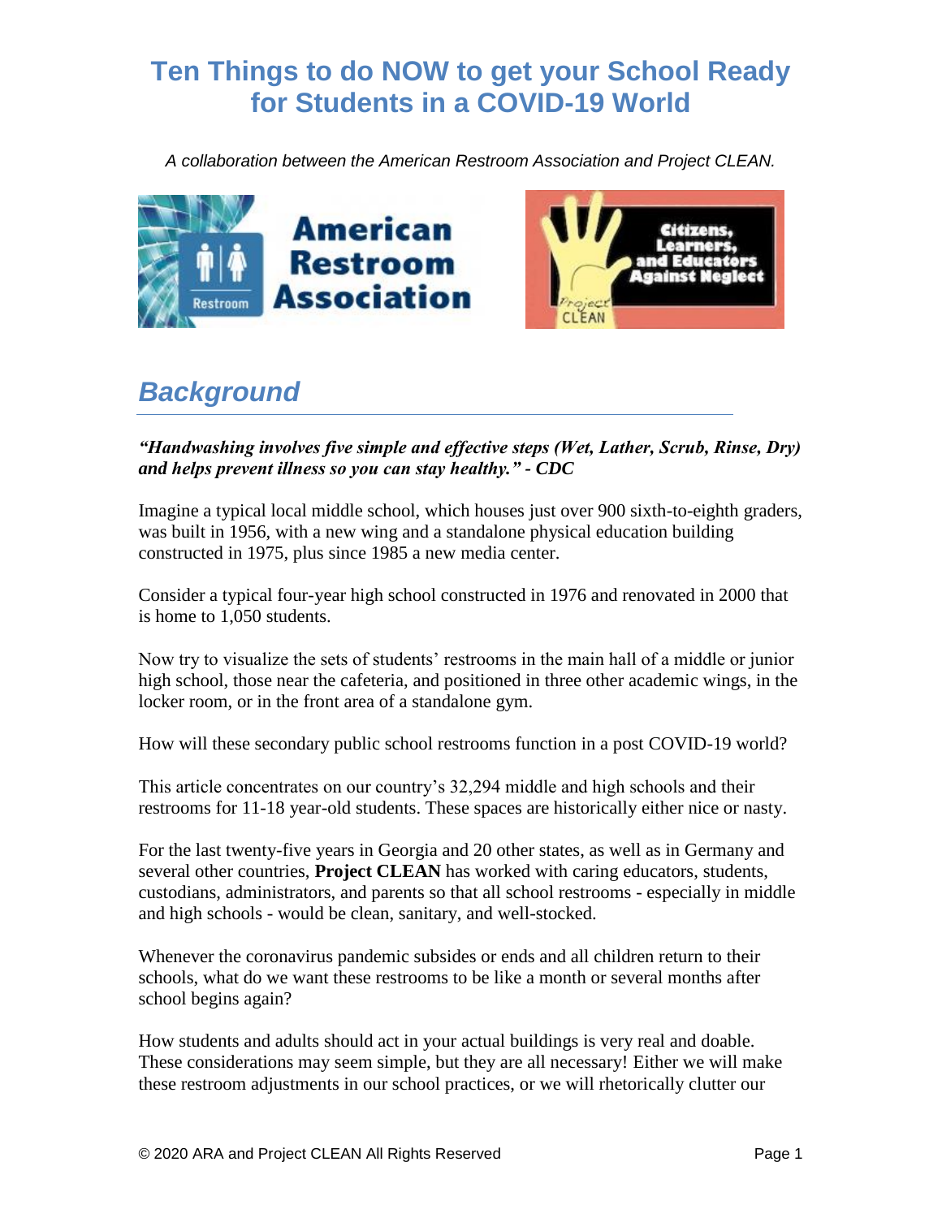# Ten Things to do NOW to get your School Ready for Students in a COVID-19 World

*A collaboration between the American Restroom Association and Project CLEAN.*

## *Background*

***"Handwashing involves five simple and effective steps (Wet, Lather, Scrub, Rinse, Dry) and helps prevent illness so you can stay healthy." - CDC***

Imagine a typical local middle school, which houses just over 900 sixth-to-eighth graders, was built in 1956, with a new wing and a standalone physical education building constructed in 1975, plus since 1985 a new media center.

Consider a typical four-year high school constructed in 1976 and renovated in 2000 that is home to 1,050 students.

Now try to visualize the sets of students' restrooms in the main hall of a middle or junior high school, those near the cafeteria, and positioned in three other academic wings, in the locker room, or in the front area of a standalone gym.

How will these secondary public school restrooms function in a post COVID-19 world?

This article concentrates on our country's 32,294 middle and high schools and their restrooms for 11-18 year-old students. These spaces are historically either nice or nasty.

For the last twenty-five years in Georgia and 20 other states, as well as in Germany and several other countries, **Project CLEAN** has worked with caring educators, students, custodians, administrators, and parents so that all school restrooms - especially in middle and high schools - would be clean, sanitary, and well-stocked.

Whenever the coronavirus pandemic subsides or ends and all children return to their schools, what do we want these restrooms to be like a month or several months after school begins again?

How students and adults should act in your actual buildings is very real and doable. These considerations may seem simple, but they are all necessary! Either we will make these restroom adjustments in our school practices, or we will rhetorically clutter our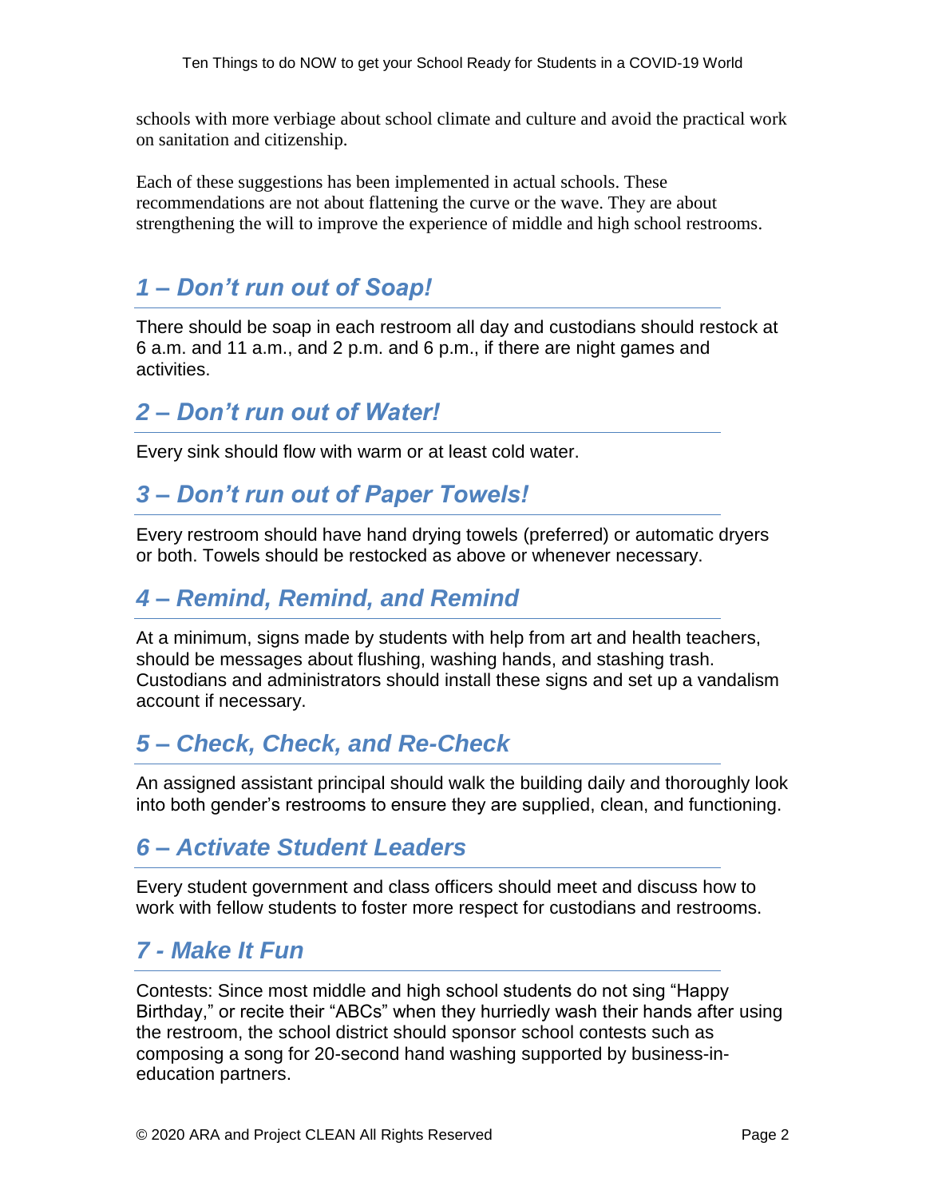schools with more verbiage about school climate and culture and avoid the practical work on sanitation and citizenship.

Each of these suggestions has been implemented in actual schools. These recommendations are not about flattening the curve or the wave. They are about strengthening the will to improve the experience of middle and high school restrooms.

## *1 – Don't run out of Soap!*

There should be soap in each restroom all day and custodians should restock at 6 a.m. and 11 a.m., and 2 p.m. and 6 p.m., if there are night games and activities.

## *2 – Don't run out of Water!*

Every sink should flow with warm or at least cold water.

## *3 – Don't run out of Paper Towels!*

Every restroom should have hand drying towels (preferred) or automatic dryers or both. Towels should be restocked as above or whenever necessary.

## *4 – Remind, Remind, and Remind*

At a minimum, signs made by students with help from art and health teachers, should be messages about flushing, washing hands, and stashing trash. Custodians and administrators should install these signs and set up a vandalism account if necessary.

## *5 – Check, Check, and Re-Check*

An assigned assistant principal should walk the building daily and thoroughly look into both gender's restrooms to ensure they are supplied, clean, and functioning.

## *6 – Activate Student Leaders*

Every student government and class officers should meet and discuss how to work with fellow students to foster more respect for custodians and restrooms.

## *7 - Make It Fun*

Contests: Since most middle and high school students do not sing "Happy Birthday," or recite their "ABCs" when they hurriedly wash their hands after using the restroom, the school district should sponsor school contests such as composing a song for 20-second hand washing supported by business-in-education partners.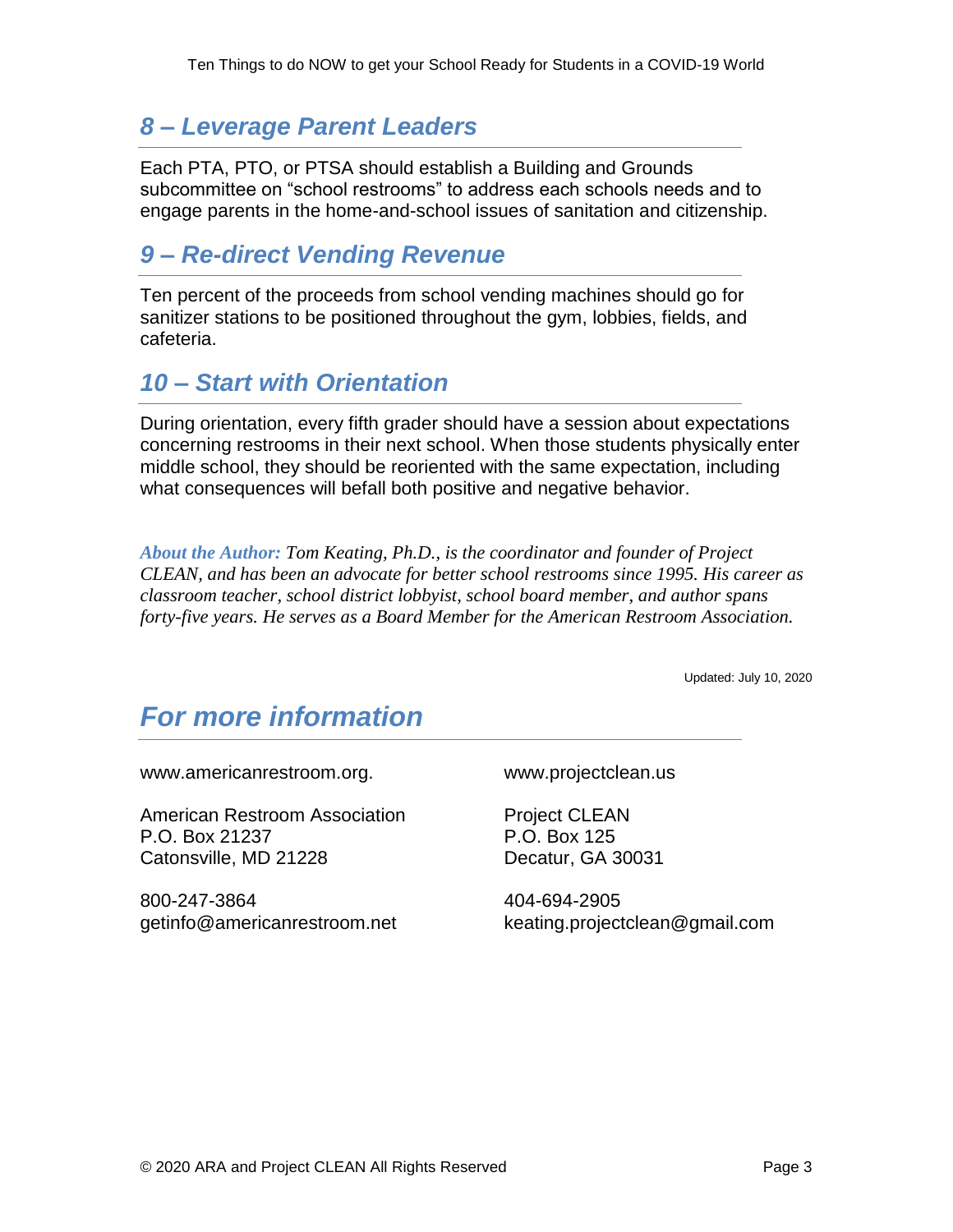## *8 – Leverage Parent Leaders*

Each PTA, PTO, or PTSA should establish a Building and Grounds subcommittee on "school restrooms" to address each schools needs and to engage parents in the home-and-school issues of sanitation and citizenship.

## *9 – Re-direct Vending Revenue*

Ten percent of the proceeds from school vending machines should go for sanitizer stations to be positioned throughout the gym, lobbies, fields, and cafeteria.

## *10 – Start with Orientation*

During orientation, every fifth grader should have a session about expectations concerning restrooms in their next school. When those students physically enter middle school, they should be reoriented with the same expectation, including what consequences will befall both positive and negative behavior.

***About the Author:*** *Tom Keating, Ph.D., is the coordinator and founder of Project CLEAN, and has been an advocate for better school restrooms since 1995. His career as classroom teacher, school district lobbyist, school board member, and author spans forty-five years. He serves as a Board Member for the American Restroom Association.*

Updated: July 10, 2020

## *For more information*

www.americanrestroom.org.

American Restroom Association
P.O. Box 21237
Catonsville, MD 21228

800-247-3864
getinfo@americanrestroom.net

www.projectclean.us

Project CLEAN
P.O. Box 125
Decatur, GA 30031

404-694-2905
keating.projectclean@gmail.com

© 2020 ARA and Project CLEAN All Rights Reserved